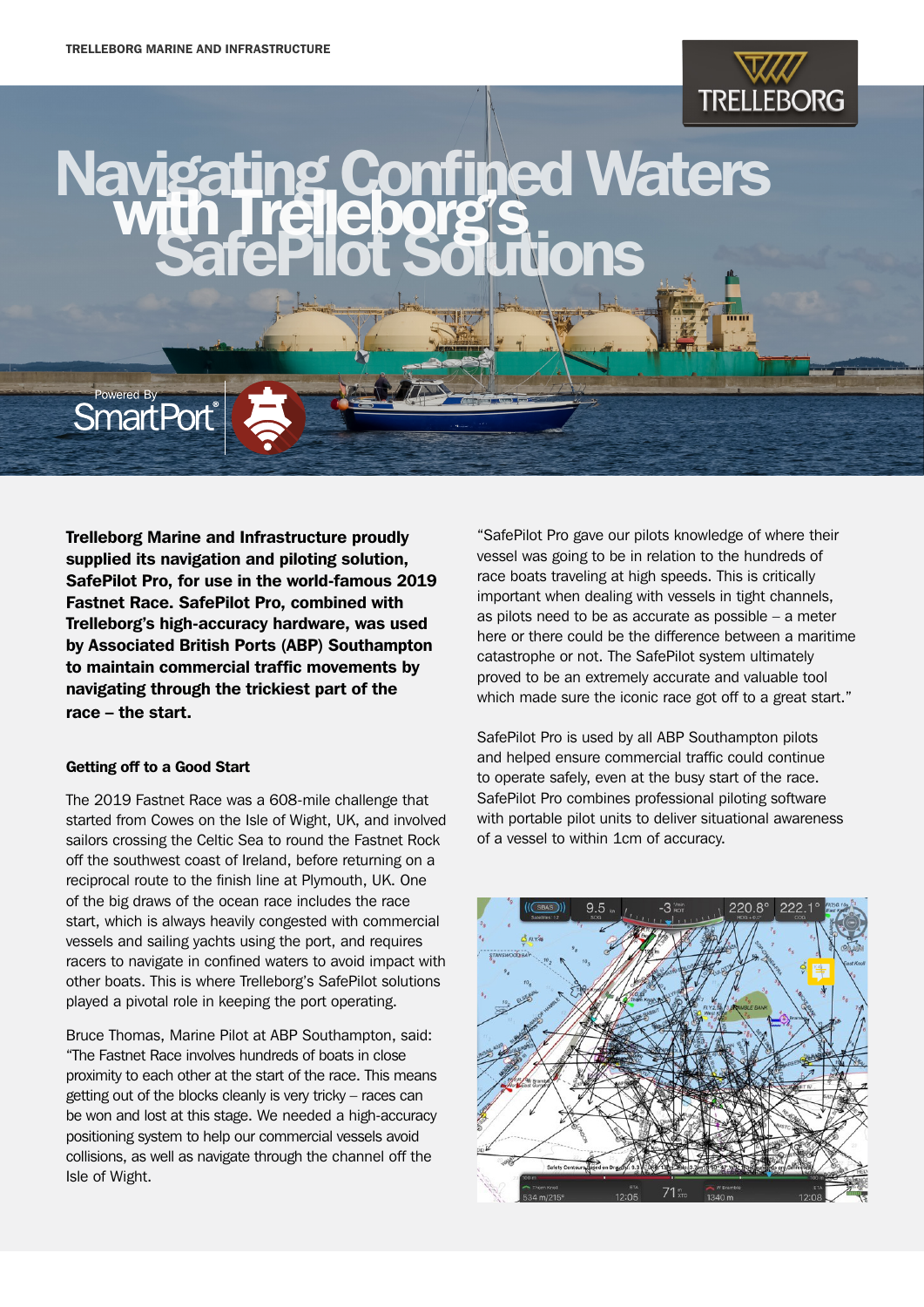# Navigating Confined Waters with Trelleborg's SafePilot Solutions

Powered By SmartPort®

**Trelleborg Marine and Infrastructure proudly supplied its navigation and piloting solution, SafePilot Pro, for use in the world-famous 2019 Fastnet Race. SafePilot Pro, combined with Trelleborg's high-accuracy hardware, was used by Associated British Ports (ABP) Southampton to maintain commercial traffic movements by navigating through the trickiest part of the race – the start.**

#### Getting off to a Good Start

The 2019 Fastnet Race was a 608-mile challenge that started from Cowes on the Isle of Wight, UK, and involved sailors crossing the Celtic Sea to round the Fastnet Rock off the southwest coast of Ireland, before returning on a reciprocal route to the finish line at Plymouth, UK. One of the big draws of the ocean race includes the race start, which is always heavily congested with commercial vessels and sailing yachts using the port, and requires racers to navigate in confined waters to avoid impact with other boats. This is where Trelleborg's SafePilot solutions played a pivotal role in keeping the port operating.

Bruce Thomas, Marine Pilot at ABP Southampton, said: "The Fastnet Race involves hundreds of boats in close proximity to each other at the start of the race. This means getting out of the blocks cleanly is very tricky – races can be won and lost at this stage. We needed a high-accuracy positioning system to help our commercial vessels avoid collisions, as well as navigate through the channel off the Isle of Wight.

"SafePilot Pro gave our pilots knowledge of where their vessel was going to be in relation to the hundreds of race boats traveling at high speeds. This is critically important when dealing with vessels in tight channels, as pilots need to be as accurate as possible – a meter here or there could be the difference between a maritime catastrophe or not. The SafePilot system ultimately proved to be an extremely accurate and valuable tool which made sure the iconic race got off to a great start."

SafePilot Pro is used by all ABP Southampton pilots and helped ensure commercial traffic could continue to operate safely, even at the busy start of the race. SafePilot Pro combines professional piloting software with portable pilot units to deliver situational awareness of a vessel to within 1cm of accuracy.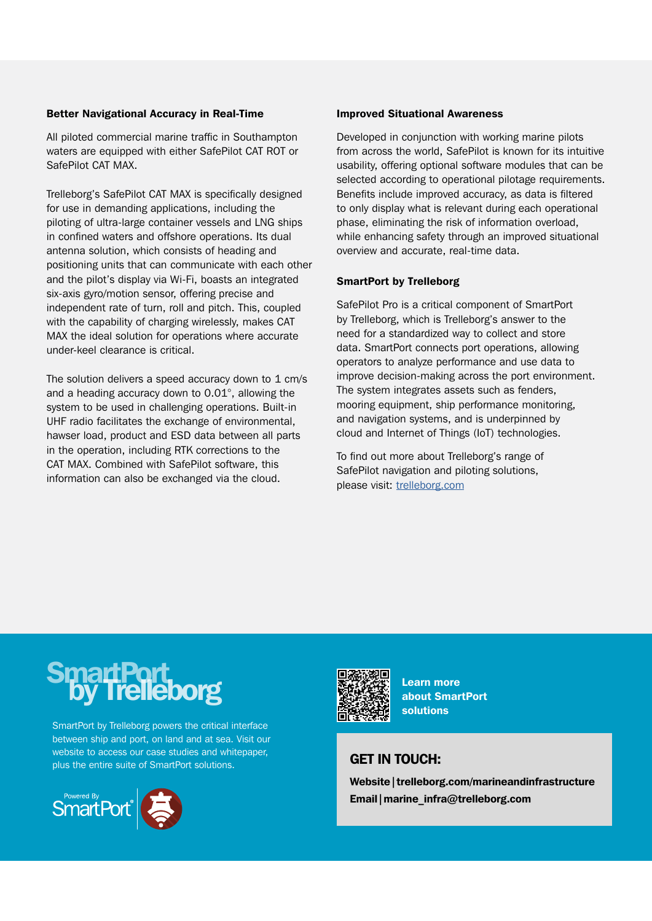### Better Navigational Accuracy in Real-Time

All piloted commercial marine traffic in Southampton waters are equipped with either SafePilot CAT ROT or SafePilot CAT MAX.

Trelleborg's SafePilot CAT MAX is specifically designed for use in demanding applications, including the piloting of ultra-large container vessels and LNG ships in confined waters and offshore operations. Its dual antenna solution, which consists of heading and positioning units that can communicate with each other and the pilot's display via Wi-Fi, boasts an integrated six-axis gyro/motion sensor, offering precise and independent rate of turn, roll and pitch. This, coupled with the capability of charging wirelessly, makes CAT MAX the ideal solution for operations where accurate under-keel clearance is critical.

The solution delivers a speed accuracy down to 1 cm/s and a heading accuracy down to 0.01°, allowing the system to be used in challenging operations. Built-in UHF radio facilitates the exchange of environmental, hawser load, product and ESD data between all parts in the operation, including RTK corrections to the CAT MAX. Combined with SafePilot software, this information can also be exchanged via the cloud.

### Improved Situational Awareness

Developed in conjunction with working marine pilots from across the world, SafePilot is known for its intuitive usability, offering optional software modules that can be selected according to operational pilotage requirements. Benefits include improved accuracy, as data is filtered to only display what is relevant during each operational phase, eliminating the risk of information overload, while enhancing safety through an improved situational overview and accurate, real-time data.

### SmartPort by Trelleborg

SafePilot Pro is a critical component of SmartPort by Trelleborg, which is Trelleborg's answer to the need for a standardized way to collect and store data. SmartPort connects port operations, allowing operators to analyze performance and use data to improve decision-making across the port environment. The system integrates assets such as fenders, mooring equipment, ship performance monitoring, and navigation systems, and is underpinned by cloud and Internet of Things (IoT) technologies.

To find out more about Trelleborg's range of SafePilot navigation and piloting solutions, please visit: [trelleborg.com](https://trelleborg.com)

SmartPort by Trelleborg

SmartPort by Trelleborg powers the critical interface between ship and port, on land and at sea. Visit our website to access our case studies and whitepaper, plus the entire suite of SmartPort solutions.

Powered By SmartPort®

**Learn more about SmartPort solutions**

## GET IN TOUCH:

**Website | trelleborg.com/marineandinfrastructure**
**Email | marine_infra@trelleborg.com**